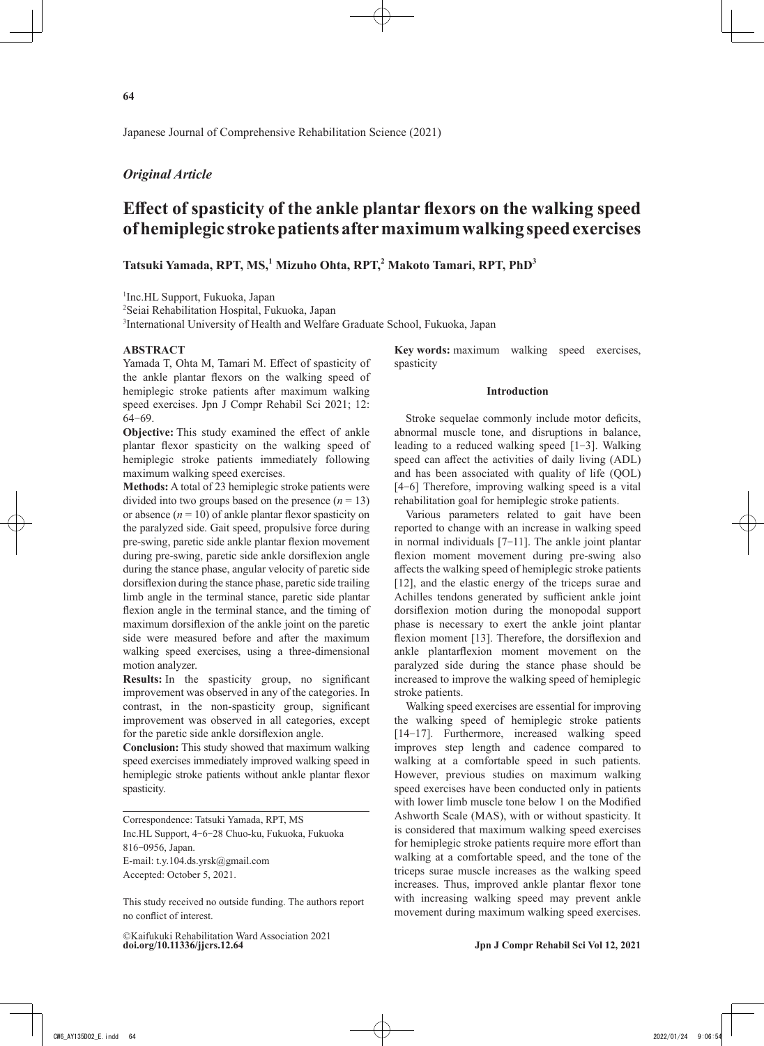*Original Article*

# Effect of spasticity of the ankle plantar flexors on the walking speed of hemiplegic stroke patients after maximum walking speed exercises

**Tatsuki Yamada, RPT, MS,[1] Mizuho Ohta, RPT,[2] Makoto Tamari, RPT, PhD[3]**

[1]Inc.HL Support, Fukuoka, Japan
[2]Seiai Rehabilitation Hospital, Fukuoka, Japan
[3]International University of Health and Welfare Graduate School, Fukuoka, Japan

## ABSTRACT

Yamada T, Ohta M, Tamari M. Effect of spasticity of the ankle plantar flexors on the walking speed of hemiplegic stroke patients after maximum walking speed exercises. Jpn J Compr Rehabil Sci 2021; 12: 64−69.

**Objective:** This study examined the effect of ankle plantar flexor spasticity on the walking speed of hemiplegic stroke patients immediately following maximum walking speed exercises.

**Methods:** A total of 23 hemiplegic stroke patients were divided into two groups based on the presence ($n = 13$) or absence ($n = 10$) of ankle plantar flexor spasticity on the paralyzed side. Gait speed, propulsive force during pre-swing, paretic side ankle plantar flexion movement during pre-swing, paretic side ankle dorsiflexion angle during the stance phase, angular velocity of paretic side dorsiflexion during the stance phase, paretic side trailing limb angle in the terminal stance, paretic side plantar flexion angle in the terminal stance, and the timing of maximum dorsiflexion of the ankle joint on the paretic side were measured before and after the maximum walking speed exercises, using a three-dimensional motion analyzer.

**Results:** In the spasticity group, no significant improvement was observed in any of the categories. In contrast, in the non-spasticity group, significant improvement was observed in all categories, except for the paretic side ankle dorsiflexion angle.

**Conclusion:** This study showed that maximum walking speed exercises immediately improved walking speed in hemiplegic stroke patients without ankle plantar flexor spasticity.

Correspondence: Tatsuki Yamada, RPT, MS
Inc.HL Support, 4−6−28 Chuo-ku, Fukuoka, Fukuoka 816−0956, Japan.
E-mail: t.y.104.ds.yrsk@gmail.com
Accepted: October 5, 2021.

This study received no outside funding. The authors report no conflict of interest.

©Kaifukuki Rehabilitation Ward Association 2021
**doi.org/10.11336/jjcrs.12.64**

**Key words:** maximum walking speed exercises, spasticity

## Introduction

Stroke sequelae commonly include motor deficits, abnormal muscle tone, and disruptions in balance, leading to a reduced walking speed [1−3]. Walking speed can affect the activities of daily living (ADL) and has been associated with quality of life (QOL) [4−6] Therefore, improving walking speed is a vital rehabilitation goal for hemiplegic stroke patients.

Various parameters related to gait have been reported to change with an increase in walking speed in normal individuals [7−11]. The ankle joint plantar flexion moment movement during pre-swing also affects the walking speed of hemiplegic stroke patients [12], and the elastic energy of the triceps surae and Achilles tendons generated by sufficient ankle joint dorsiflexion motion during the monopodal support phase is necessary to exert the ankle joint plantar flexion moment [13]. Therefore, the dorsiflexion and ankle plantarflexion moment movement on the paralyzed side during the stance phase should be increased to improve the walking speed of hemiplegic stroke patients.

Walking speed exercises are essential for improving the walking speed of hemiplegic stroke patients [14−17]. Furthermore, increased walking speed improves step length and cadence compared to walking at a comfortable speed in such patients. However, previous studies on maximum walking speed exercises have been conducted only in patients with lower limb muscle tone below 1 on the Modified Ashworth Scale (MAS), with or without spasticity. It is considered that maximum walking speed exercises for hemiplegic stroke patients require more effort than walking at a comfortable speed, and the tone of the triceps surae muscle increases as the walking speed increases. Thus, improved ankle plantar flexor tone with increasing walking speed may prevent ankle movement during maximum walking speed exercises.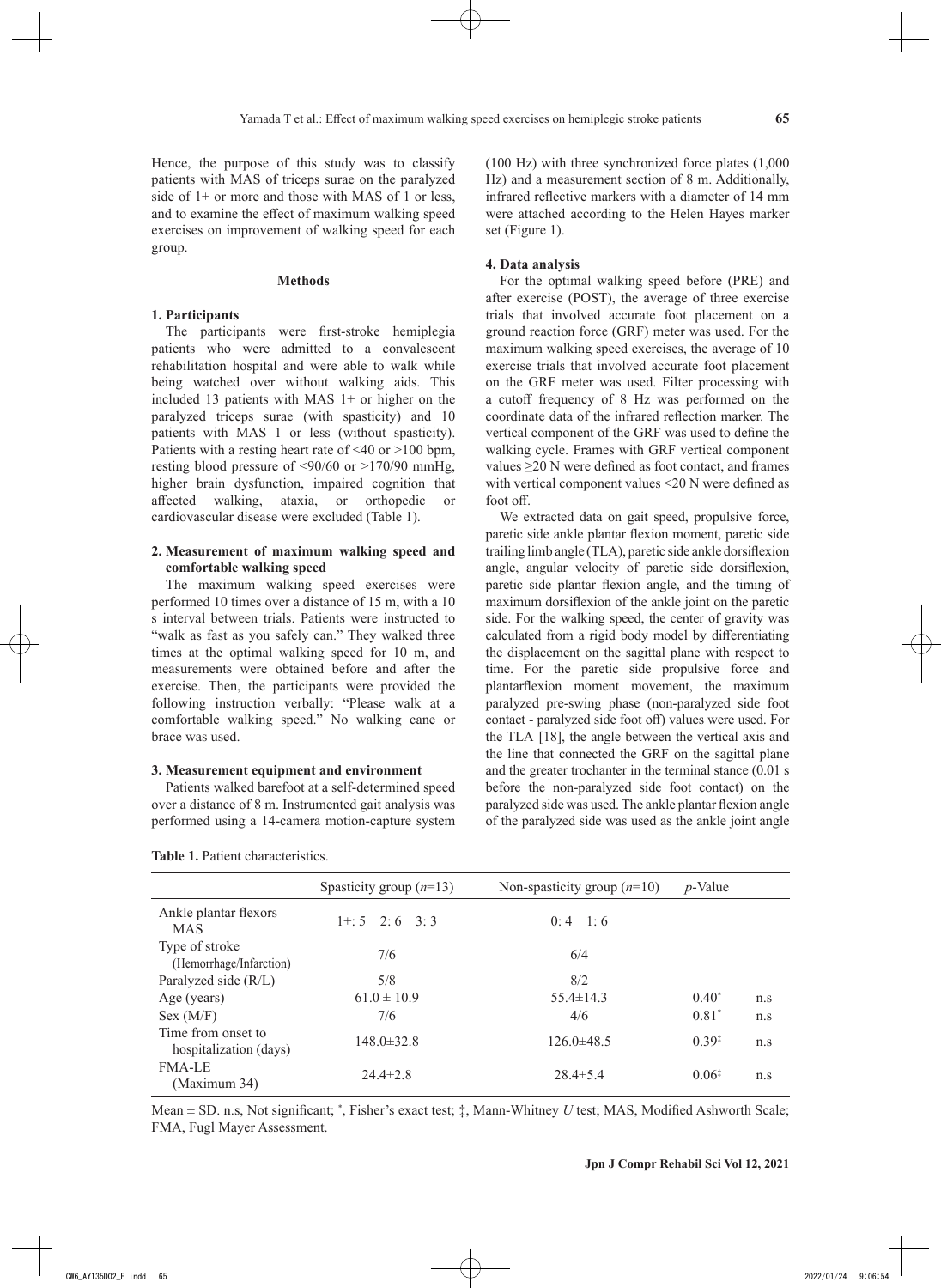Hence, the purpose of this study was to classify patients with MAS of triceps surae on the paralyzed side of 1+ or more and those with MAS of 1 or less, and to examine the effect of maximum walking speed exercises on improvement of walking speed for each group.

## Methods

### 1. Participants

The participants were first-stroke hemiplegia patients who were admitted to a convalescent rehabilitation hospital and were able to walk while being watched over without walking aids. This included 13 patients with MAS 1+ or higher on the paralyzed triceps surae (with spasticity) and 10 patients with MAS 1 or less (without spasticity). Patients with a resting heart rate of <40 or >100 bpm, resting blood pressure of <90/60 or >170/90 mmHg, higher brain dysfunction, impaired cognition that affected walking, ataxia, or orthopedic or cardiovascular disease were excluded (Table 1).

### 2. Measurement of maximum walking speed and comfortable walking speed

The maximum walking speed exercises were performed 10 times over a distance of 15 m, with a 10 s interval between trials. Patients were instructed to "walk as fast as you safely can." They walked three times at the optimal walking speed for 10 m, and measurements were obtained before and after the exercise. Then, the participants were provided the following instruction verbally: "Please walk at a comfortable walking speed." No walking cane or brace was used.

### 3. Measurement equipment and environment

Patients walked barefoot at a self-determined speed over a distance of 8 m. Instrumented gait analysis was performed using a 14-camera motion-capture system (100 Hz) with three synchronized force plates (1,000 Hz) and a measurement section of 8 m. Additionally, infrared reflective markers with a diameter of 14 mm were attached according to the Helen Hayes marker set (Figure 1).

### 4. Data analysis

For the optimal walking speed before (PRE) and after exercise (POST), the average of three exercise trials that involved accurate foot placement on a ground reaction force (GRF) meter was used. For the maximum walking speed exercises, the average of 10 exercise trials that involved accurate foot placement on the GRF meter was used. Filter processing with a cutoff frequency of 8 Hz was performed on the coordinate data of the infrared reflection marker. The vertical component of the GRF was used to define the walking cycle. Frames with GRF vertical component values ≥20 N were defined as foot contact, and frames with vertical component values <20 N were defined as foot off.

We extracted data on gait speed, propulsive force, paretic side ankle plantar flexion moment, paretic side trailing limb angle (TLA), paretic side ankle dorsiflexion angle, angular velocity of paretic side dorsiflexion, paretic side plantar flexion angle, and the timing of maximum dorsiflexion of the ankle joint on the paretic side. For the walking speed, the center of gravity was calculated from a rigid body model by differentiating the displacement on the sagittal plane with respect to time. For the paretic side propulsive force and plantarflexion moment movement, the maximum paralyzed pre-swing phase (non-paralyzed side foot contact - paralyzed side foot off) values were used. For the TLA [18], the angle between the vertical axis and the line that connected the GRF on the sagittal plane and the greater trochanter in the terminal stance (0.01 s before the non-paralyzed side foot contact) on the paralyzed side was used. The ankle plantar flexion angle of the paralyzed side was used as the ankle joint angle

**Table 1.** Patient characteristics.

| | Spasticity group ($n$=13) | Non-spasticity group ($n$=10) | $p$-Value | |
|---|---|---|---|---|
| Ankle plantar flexors MAS | 1+: 5 2: 6 3: 3 | 0: 4 1: 6 | | |
| Type of stroke (Hemorrhage/Infarction) | 7/6 | 6/4 | | |
| Paralyzed side (R/L) | 5/8 | 8/2 | | |
| Age (years) | 61.0 ± 10.9 | 55.4±14.3 | 0.40* | n.s |
| Sex (M/F) | 7/6 | 4/6 | 0.81* | n.s |
| Time from onset to hospitalization (days) | 148.0±32.8 | 126.0±48.5 | 0.39‡ | n.s |
| FMA-LE (Maximum 34) | 24.4±2.8 | 28.4±5.4 | 0.06‡ | n.s |

Mean ± SD. n.s, Not significant; *, Fisher's exact test; ‡, Mann-Whitney $U$ test; MAS, Modified Ashworth Scale; FMA, Fugl Mayer Assessment.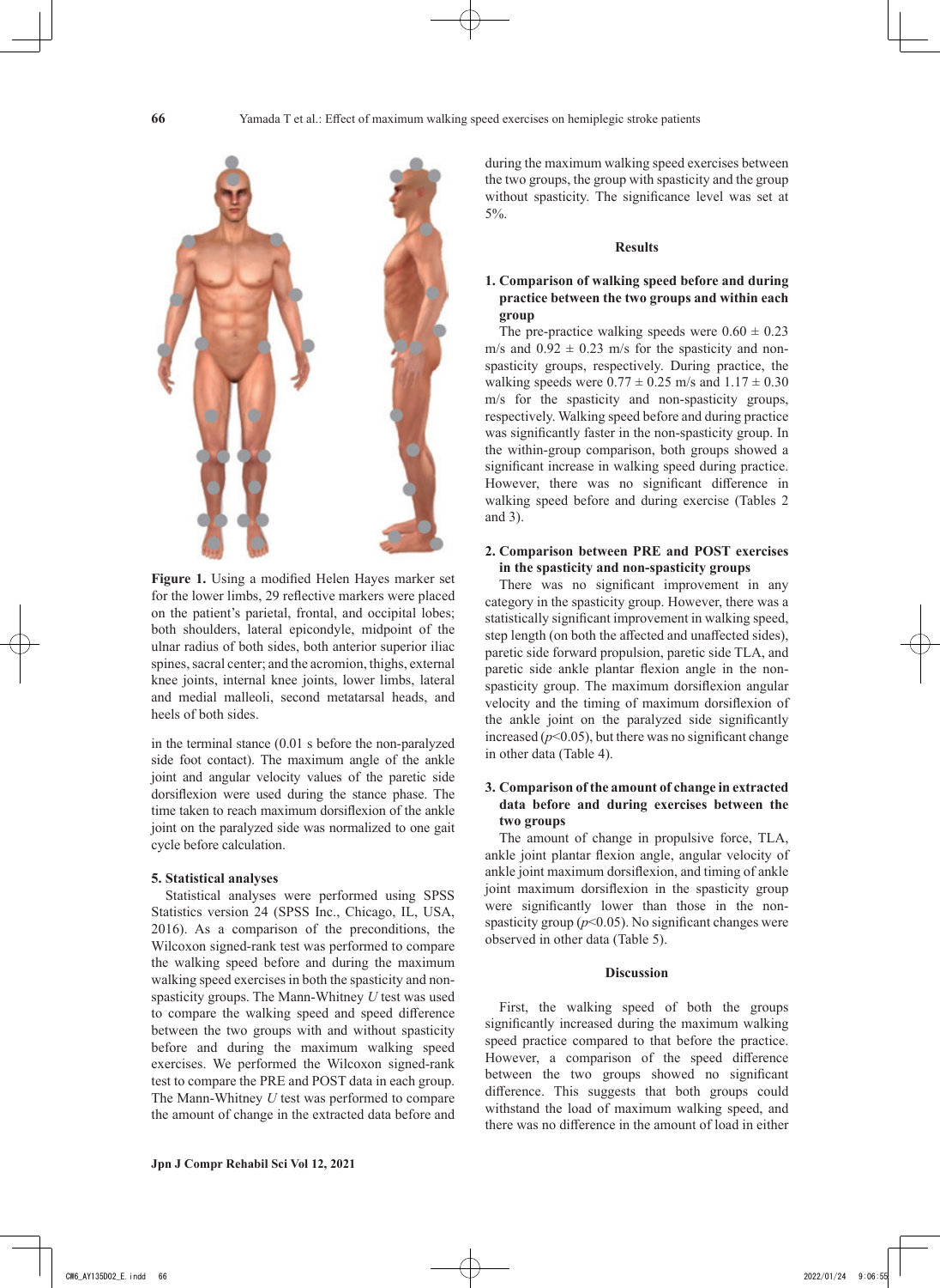**Figure 1.** Using a modified Helen Hayes marker set for the lower limbs, 29 reflective markers were placed on the patient's parietal, frontal, and occipital lobes; both shoulders, lateral epicondyle, midpoint of the ulnar radius of both sides, both anterior superior iliac spines, sacral center; and the acromion, thighs, external knee joints, internal knee joints, lower limbs, lateral and medial malleoli, second metatarsal heads, and heels of both sides.

in the terminal stance (0.01 s before the non-paralyzed side foot contact). The maximum angle of the ankle joint and angular velocity values of the paretic side dorsiflexion were used during the stance phase. The time taken to reach maximum dorsiflexion of the ankle joint on the paralyzed side was normalized to one gait cycle before calculation.

### 5. Statistical analyses

Statistical analyses were performed using SPSS Statistics version 24 (SPSS Inc., Chicago, IL, USA, 2016). As a comparison of the preconditions, the Wilcoxon signed-rank test was performed to compare the walking speed before and during the maximum walking speed exercises in both the spasticity and non-spasticity groups. The Mann-Whitney *U* test was used to compare the walking speed and speed difference between the two groups with and without spasticity before and during the maximum walking speed exercises. We performed the Wilcoxon signed-rank test to compare the PRE and POST data in each group. The Mann-Whitney *U* test was performed to compare the amount of change in the extracted data before and during the maximum walking speed exercises between the two groups, the group with spasticity and the group without spasticity. The significance level was set at 5%.

## Results

### 1. Comparison of walking speed before and during practice between the two groups and within each group

The pre-practice walking speeds were 0.60 ± 0.23 m/s and 0.92 ± 0.23 m/s for the spasticity and non-spasticity groups, respectively. During practice, the walking speeds were 0.77 ± 0.25 m/s and 1.17 ± 0.30 m/s for the spasticity and non-spasticity groups, respectively. Walking speed before and during practice was significantly faster in the non-spasticity group. In the within-group comparison, both groups showed a significant increase in walking speed during practice. However, there was no significant difference in walking speed before and during exercise (Tables 2 and 3).

### 2. Comparison between PRE and POST exercises in the spasticity and non-spasticity groups

There was no significant improvement in any category in the spasticity group. However, there was a statistically significant improvement in walking speed, step length (on both the affected and unaffected sides), paretic side forward propulsion, paretic side TLA, and paretic side ankle plantar flexion angle in the non-spasticity group. The maximum dorsiflexion angular velocity and the timing of maximum dorsiflexion of the ankle joint on the paralyzed side significantly increased ($p$<0.05), but there was no significant change in other data (Table 4).

### 3. Comparison of the amount of change in extracted data before and during exercises between the two groups

The amount of change in propulsive force, TLA, ankle joint plantar flexion angle, angular velocity of ankle joint maximum dorsiflexion, and timing of ankle joint maximum dorsiflexion in the spasticity group were significantly lower than those in the non-spasticity group ($p$<0.05). No significant changes were observed in other data (Table 5).

## Discussion

First, the walking speed of both the groups significantly increased during the maximum walking speed practice compared to that before the practice. However, a comparison of the speed difference between the two groups showed no significant difference. This suggests that both groups could withstand the load of maximum walking speed, and there was no difference in the amount of load in either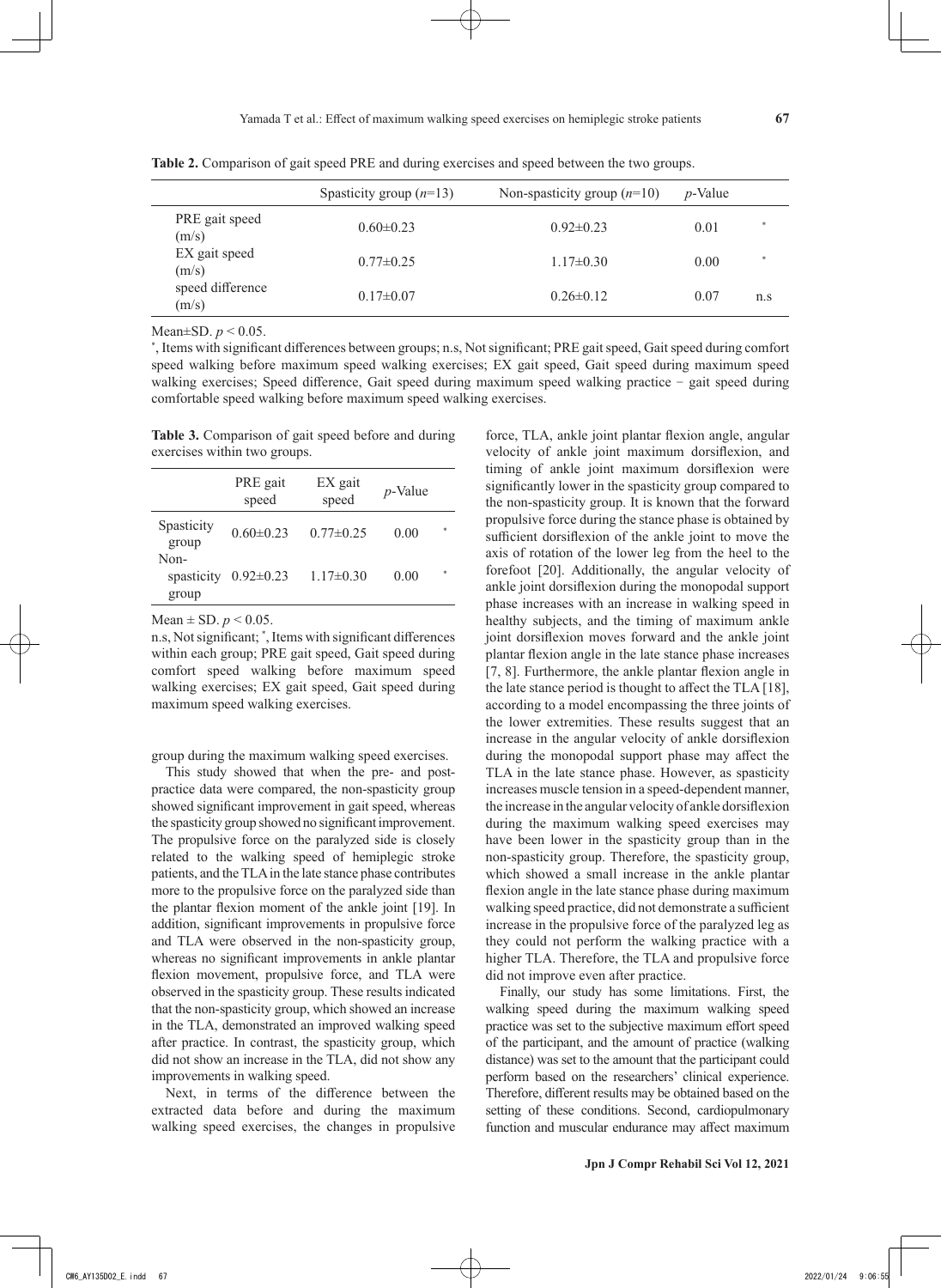**Table 2.** Comparison of gait speed PRE and during exercises and speed between the two groups.

| | Spasticity group ($n$=13) | Non-spasticity group ($n$=10) | $p$-Value | |
|---|---|---|---|---|
| PRE gait speed (m/s) | 0.60±0.23 | 0.92±0.23 | 0.01 | * |
| EX gait speed (m/s) | 0.77±0.25 | 1.17±0.30 | 0.00 | * |
| speed difference (m/s) | 0.17±0.07 | 0.26±0.12 | 0.07 | n.s |

Mean±SD. $p < 0.05$.

*, Items with significant differences between groups; n.s, Not significant; PRE gait speed, Gait speed during comfort speed walking before maximum speed walking exercises; EX gait speed, Gait speed during maximum speed walking exercises; Speed difference, Gait speed during maximum speed walking practice − gait speed during comfortable speed walking before maximum speed walking exercises.

**Table 3.** Comparison of gait speed before and during exercises within two groups.

| | PRE gait speed | EX gait speed | $p$-Value | |
|---|---|---|---|---|
| Spasticity group | 0.60±0.23 | 0.77±0.25 | 0.00 | * |
| Non-spasticity group | 0.92±0.23 | 1.17±0.30 | 0.00 | * |

Mean ± SD. $p < 0.05$.

n.s, Not significant; *, Items with significant differences within each group; PRE gait speed, Gait speed during comfort speed walking before maximum speed walking exercises; EX gait speed, Gait speed during maximum speed walking exercises.

group during the maximum walking speed exercises.

This study showed that when the pre- and post-practice data were compared, the non-spasticity group showed significant improvement in gait speed, whereas the spasticity group showed no significant improvement. The propulsive force on the paralyzed side is closely related to the walking speed of hemiplegic stroke patients, and the TLA in the late stance phase contributes more to the propulsive force on the paralyzed side than the plantar flexion moment of the ankle joint [19]. In addition, significant improvements in propulsive force and TLA were observed in the non-spasticity group, whereas no significant improvements in ankle plantar flexion movement, propulsive force, and TLA were observed in the spasticity group. These results indicated that the non-spasticity group, which showed an increase in the TLA, demonstrated an improved walking speed after practice. In contrast, the spasticity group, which did not show an increase in the TLA, did not show any improvements in walking speed.

Next, in terms of the difference between the extracted data before and during the maximum walking speed exercises, the changes in propulsive force, TLA, ankle joint plantar flexion angle, angular velocity of ankle joint maximum dorsiflexion, and timing of ankle joint maximum dorsiflexion were significantly lower in the spasticity group compared to the non-spasticity group. It is known that the forward propulsive force during the stance phase is obtained by sufficient dorsiflexion of the ankle joint to move the axis of rotation of the lower leg from the heel to the forefoot [20]. Additionally, the angular velocity of ankle joint dorsiflexion during the monopodal support phase increases with an increase in walking speed in healthy subjects, and the timing of maximum ankle joint dorsiflexion moves forward and the ankle joint plantar flexion angle in the late stance phase increases [7, 8]. Furthermore, the ankle plantar flexion angle in the late stance period is thought to affect the TLA [18], according to a model encompassing the three joints of the lower extremities. These results suggest that an increase in the angular velocity of ankle dorsiflexion during the monopodal support phase may affect the TLA in the late stance phase. However, as spasticity increases muscle tension in a speed-dependent manner, the increase in the angular velocity of ankle dorsiflexion during the maximum walking speed exercises may have been lower in the spasticity group than in the non-spasticity group. Therefore, the spasticity group, which showed a small increase in the ankle plantar flexion angle in the late stance phase during maximum walking speed practice, did not demonstrate a sufficient increase in the propulsive force of the paralyzed leg as they could not perform the walking practice with a higher TLA. Therefore, the TLA and propulsive force did not improve even after practice.

Finally, our study has some limitations. First, the walking speed during the maximum walking speed practice was set to the subjective maximum effort speed of the participant, and the amount of practice (walking distance) was set to the amount that the participant could perform based on the researchers' clinical experience. Therefore, different results may be obtained based on the setting of these conditions. Second, cardiopulmonary function and muscular endurance may affect maximum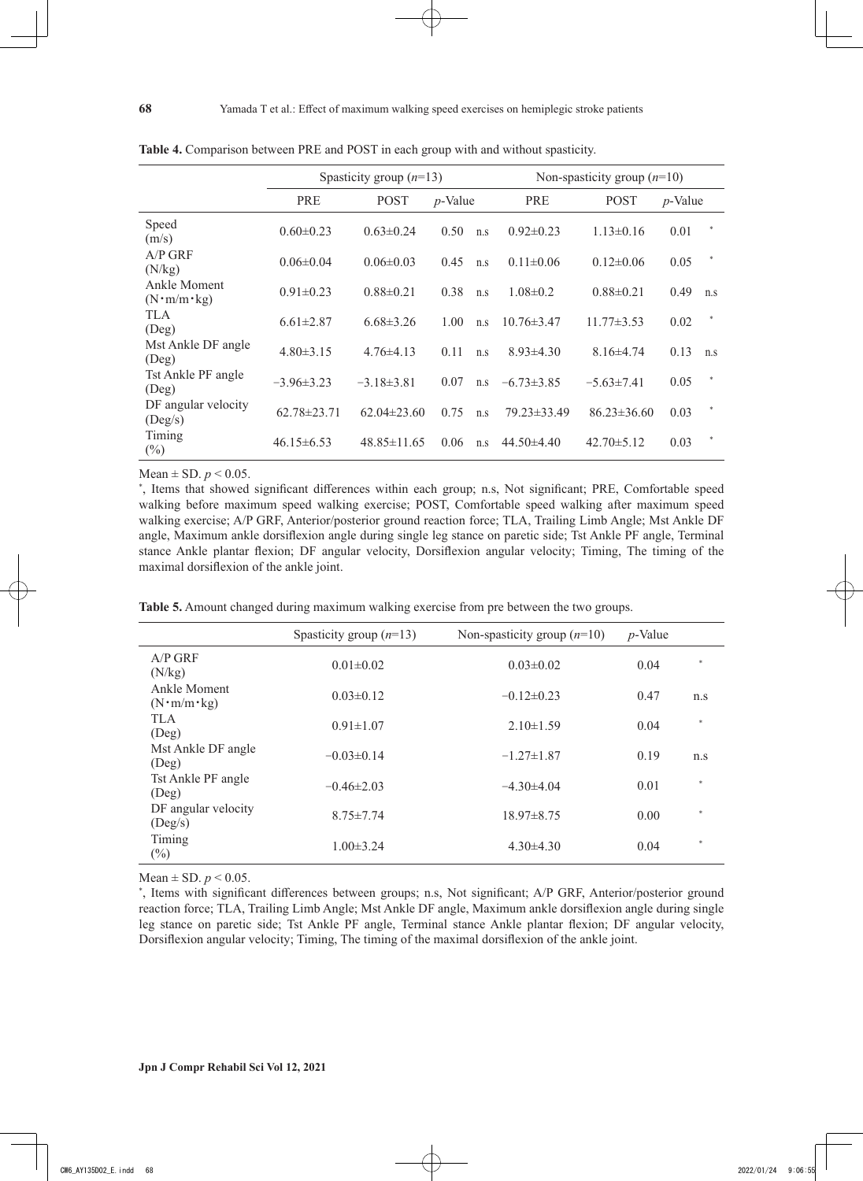**Table 4.** Comparison between PRE and POST in each group with and without spasticity.

| | Spasticity group ($n$=13) | | | | Non-spasticity group ($n$=10) | | | |
|---|---|---|---|---|---|---|---|---|
| | PRE | POST | $p$-Value | | PRE | POST | $p$-Value | |
| Speed (m/s) | 0.60±0.23 | 0.63±0.24 | 0.50 | n.s | 0.92±0.23 | 1.13±0.16 | 0.01 | * |
| A/P GRF (N/kg) | 0.06±0.04 | 0.06±0.03 | 0.45 | n.s | 0.11±0.06 | 0.12±0.06 | 0.05 | * |
| Ankle Moment (N･m/m･kg) | 0.91±0.23 | 0.88±0.21 | 0.38 | n.s | 1.08±0.2 | 0.88±0.21 | 0.49 | n.s |
| TLA (Deg) | 6.61±2.87 | 6.68±3.26 | 1.00 | n.s | 10.76±3.47 | 11.77±3.53 | 0.02 | * |
| Mst Ankle DF angle (Deg) | 4.80±3.15 | 4.76±4.13 | 0.11 | n.s | 8.93±4.30 | 8.16±4.74 | 0.13 | n.s |
| Tst Ankle PF angle (Deg) | −3.96±3.23 | −3.18±3.81 | 0.07 | n.s | −6.73±3.85 | −5.63±7.41 | 0.05 | * |
| DF angular velocity (Deg/s) | 62.78±23.71 | 62.04±23.60 | 0.75 | n.s | 79.23±33.49 | 86.23±36.60 | 0.03 | * |
| Timing (%) | 46.15±6.53 | 48.85±11.65 | 0.06 | n.s | 44.50±4.40 | 42.70±5.12 | 0.03 | * |

Mean ± SD. $p < 0.05$.
*, Items that showed significant differences within each group; n.s, Not significant; PRE, Comfortable speed walking before maximum speed walking exercise; POST, Comfortable speed walking after maximum speed walking exercise; A/P GRF, Anterior/posterior ground reaction force; TLA, Trailing Limb Angle; Mst Ankle DF angle, Maximum ankle dorsiflexion angle during single leg stance on paretic side; Tst Ankle PF angle, Terminal stance Ankle plantar flexion; DF angular velocity, Dorsiflexion angular velocity; Timing, The timing of the maximal dorsiflexion of the ankle joint.

**Table 5.** Amount changed during maximum walking exercise from pre between the two groups.

| | Spasticity group ($n$=13) | Non-spasticity group ($n$=10) | $p$-Value | |
|---|---|---|---|---|
| A/P GRF (N/kg) | 0.01±0.02 | 0.03±0.02 | 0.04 | * |
| Ankle Moment (N･m/m･kg) | 0.03±0.12 | −0.12±0.23 | 0.47 | n.s |
| TLA (Deg) | 0.91±1.07 | 2.10±1.59 | 0.04 | * |
| Mst Ankle DF angle (Deg) | −0.03±0.14 | −1.27±1.87 | 0.19 | n.s |
| Tst Ankle PF angle (Deg) | −0.46±2.03 | −4.30±4.04 | 0.01 | * |
| DF angular velocity (Deg/s) | 8.75±7.74 | 18.97±8.75 | 0.00 | * |
| Timing (%) | 1.00±3.24 | 4.30±4.30 | 0.04 | * |

Mean ± SD. $p < 0.05$.
*, Items with significant differences between groups; n.s, Not significant; A/P GRF, Anterior/posterior ground reaction force; TLA, Trailing Limb Angle; Mst Ankle DF angle, Maximum ankle dorsiflexion angle during single leg stance on paretic side; Tst Ankle PF angle, Terminal stance Ankle plantar flexion; DF angular velocity, Dorsiflexion angular velocity; Timing, The timing of the maximal dorsiflexion of the ankle joint.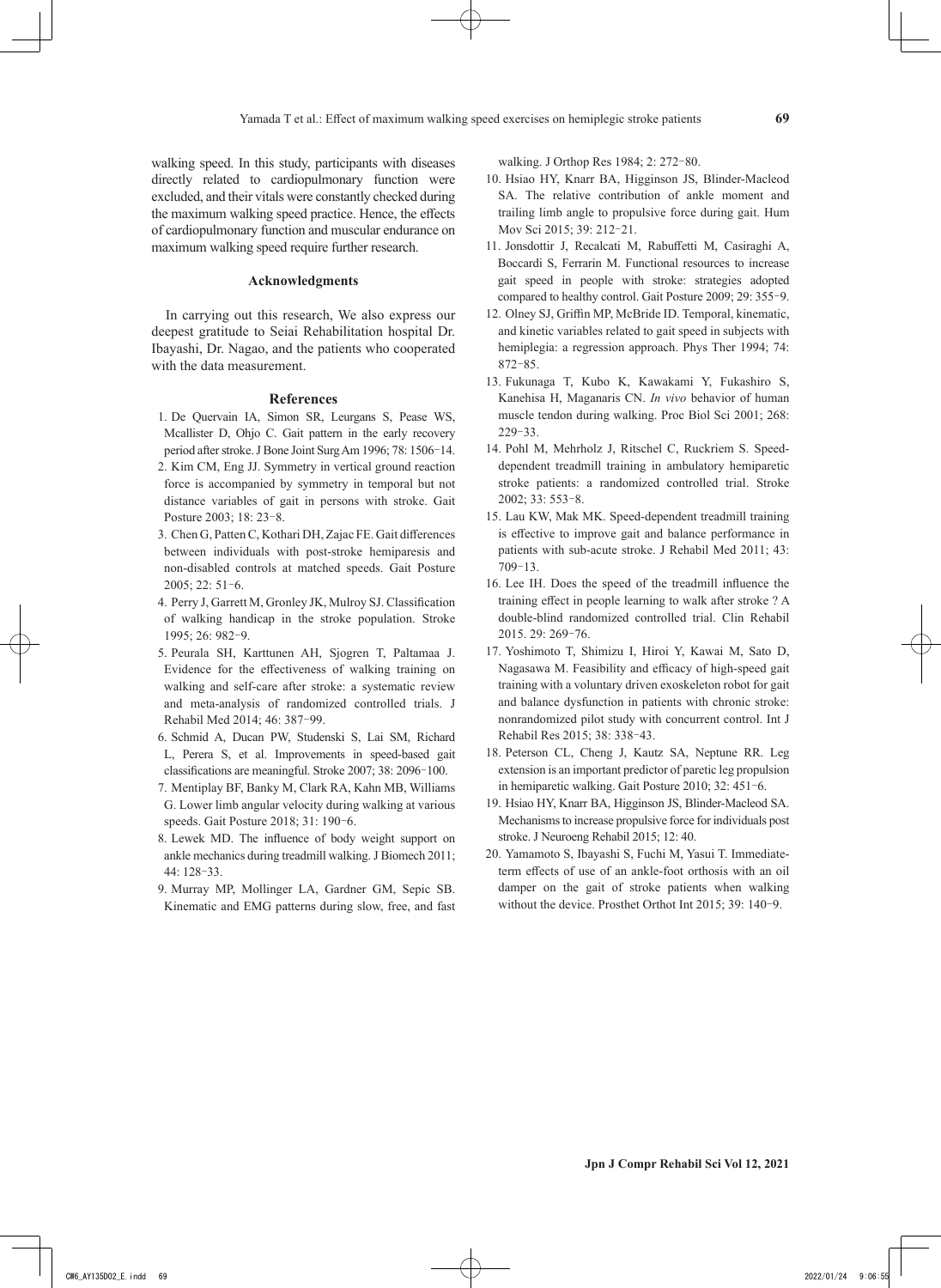walking speed. In this study, participants with diseases directly related to cardiopulmonary function were excluded, and their vitals were constantly checked during the maximum walking speed practice. Hence, the effects of cardiopulmonary function and muscular endurance on maximum walking speed require further research.

## Acknowledgments

In carrying out this research, We also express our deepest gratitude to Seiai Rehabilitation hospital Dr. Ibayashi, Dr. Nagao, and the patients who cooperated with the data measurement.

## References

1. De Quervain IA, Simon SR, Leurgans S, Pease WS, Mcallister D, Ohjo C. Gait pattern in the early recovery period after stroke. J Bone Joint Surg Am 1996; 78: 1506-14.
2. Kim CM, Eng JJ. Symmetry in vertical ground reaction force is accompanied by symmetry in temporal but not distance variables of gait in persons with stroke. Gait Posture 2003; 18: 23-8.
3. Chen G, Patten C, Kothari DH, Zajac FE. Gait differences between individuals with post-stroke hemiparesis and non-disabled controls at matched speeds. Gait Posture 2005; 22: 51-6.
4. Perry J, Garrett M, Gronley JK, Mulroy SJ. Classification of walking handicap in the stroke population. Stroke 1995; 26: 982-9.
5. Peurala SH, Karttunen AH, Sjogren T, Paltamaa J. Evidence for the effectiveness of walking training on walking and self-care after stroke: a systematic review and meta-analysis of randomized controlled trials. J Rehabil Med 2014; 46: 387-99.
6. Schmid A, Ducan PW, Studenski S, Lai SM, Richard L, Perera S, et al. Improvements in speed-based gait classifications are meaningful. Stroke 2007; 38: 2096-100.
7. Mentiplay BF, Banky M, Clark RA, Kahn MB, Williams G. Lower limb angular velocity during walking at various speeds. Gait Posture 2018; 31: 190-6.
8. Lewek MD. The influence of body weight support on ankle mechanics during treadmill walking. J Biomech 2011; 44: 128-33.
9. Murray MP, Mollinger LA, Gardner GM, Sepic SB. Kinematic and EMG patterns during slow, free, and fast walking. J Orthop Res 1984; 2: 272-80.
10. Hsiao HY, Knarr BA, Higginson JS, Blinder-Macleod SA. The relative contribution of ankle moment and trailing limb angle to propulsive force during gait. Hum Mov Sci 2015; 39: 212-21.
11. Jonsdottir J, Recalcati M, Rabuffetti M, Casiraghi A, Boccardi S, Ferrarin M. Functional resources to increase gait speed in people with stroke: strategies adopted compared to healthy control. Gait Posture 2009; 29: 355-9.
12. Olney SJ, Griffin MP, McBride ID. Temporal, kinematic, and kinetic variables related to gait speed in subjects with hemiplegia: a regression approach. Phys Ther 1994; 74: 872-85.
13. Fukunaga T, Kubo K, Kawakami Y, Fukashiro S, Kanehisa H, Maganaris CN. *In vivo* behavior of human muscle tendon during walking. Proc Biol Sci 2001; 268: 229-33.
14. Pohl M, Mehrholz J, Ritschel C, Ruckriem S. Speed-dependent treadmill training in ambulatory hemiparetic stroke patients: a randomized controlled trial. Stroke 2002; 33: 553-8.
15. Lau KW, Mak MK. Speed-dependent treadmill training is effective to improve gait and balance performance in patients with sub-acute stroke. J Rehabil Med 2011; 43: 709-13.
16. Lee IH. Does the speed of the treadmill influence the training effect in people learning to walk after stroke ? A double-blind randomized controlled trial. Clin Rehabil 2015. 29: 269-76.
17. Yoshimoto T, Shimizu I, Hiroi Y, Kawai M, Sato D, Nagasawa M. Feasibility and efficacy of high-speed gait training with a voluntary driven exoskeleton robot for gait and balance dysfunction in patients with chronic stroke: nonrandomized pilot study with concurrent control. Int J Rehabil Res 2015; 38: 338-43.
18. Peterson CL, Cheng J, Kautz SA, Neptune RR. Leg extension is an important predictor of paretic leg propulsion in hemiparetic walking. Gait Posture 2010; 32: 451-6.
19. Hsiao HY, Knarr BA, Higginson JS, Blinder-Macleod SA. Mechanisms to increase propulsive force for individuals post stroke. J Neuroeng Rehabil 2015; 12: 40.
20. Yamamoto S, Ibayashi S, Fuchi M, Yasui T. Immediate-term effects of use of an ankle-foot orthosis with an oil damper on the gait of stroke patients when walking without the device. Prosthet Orthot Int 2015; 39: 140-9.